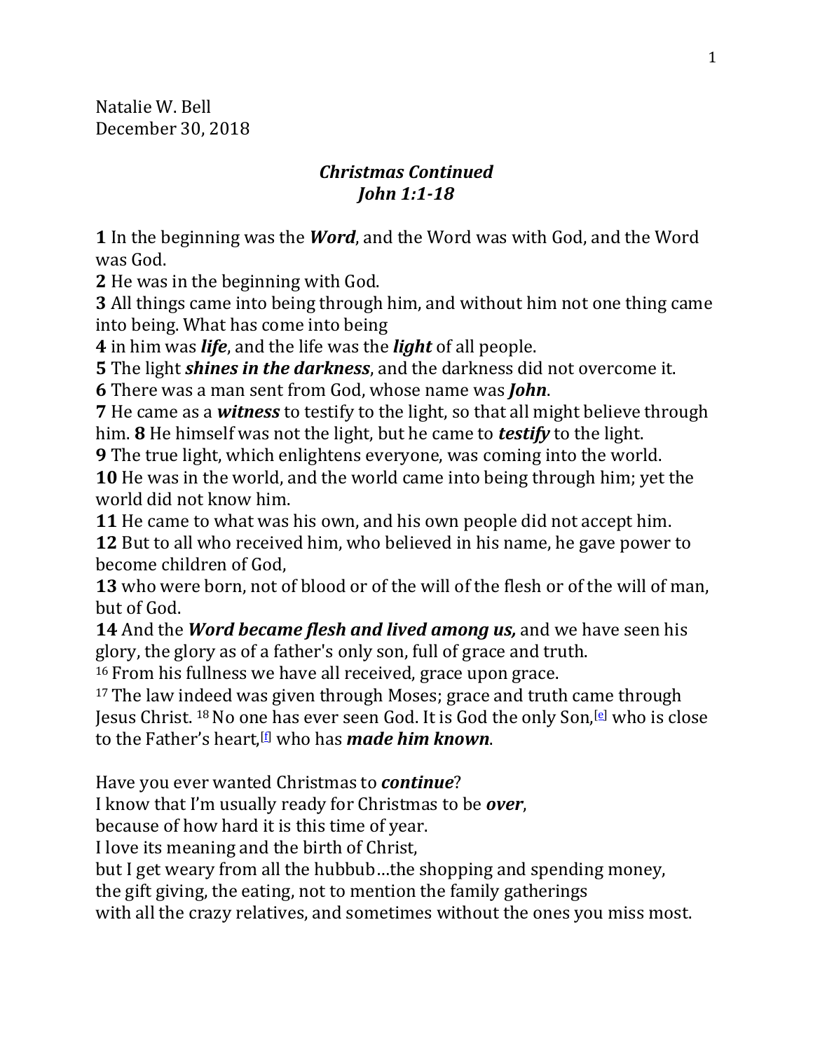Natalie W. Bell
December 30, 2018

## *Christmas Continued*
## *John 1:1-18*

**1** In the beginning was the ***Word***, and the Word was with God, and the Word was God.
**2** He was in the beginning with God.
**3** All things came into being through him, and without him not one thing came into being. What has come into being
**4** in him was ***life***, and the life was the ***light*** of all people.
**5** The light ***shines in the darkness***, and the darkness did not overcome it.
**6** There was a man sent from God, whose name was ***John***.
**7** He came as a ***witness*** to testify to the light, so that all might believe through him. **8** He himself was not the light, but he came to ***testify*** to the light.
**9** The true light, which enlightens everyone, was coming into the world.
**10** He was in the world, and the world came into being through him; yet the world did not know him.
**11** He came to what was his own, and his own people did not accept him.
**12** But to all who received him, who believed in his name, he gave power to become children of God,
**13** who were born, not of blood or of the will of the flesh or of the will of man, but of God.
**14** And the ***Word became flesh and lived among us,*** and we have seen his glory, the glory as of a father's only son, full of grace and truth.
16 From his fullness we have all received, grace upon grace.
17 The law indeed was given through Moses; grace and truth came through Jesus Christ. 18 No one has ever seen God. It is God the only Son,[e] who is close to the Father's heart,[f] who has ***made him known***.

Have you ever wanted Christmas to ***continue***?
I know that I'm usually ready for Christmas to be ***over***,
because of how hard it is this time of year.
I love its meaning and the birth of Christ,
but I get weary from all the hubbub…the shopping and spending money,
the gift giving, the eating, not to mention the family gatherings
with all the crazy relatives, and sometimes without the ones you miss most.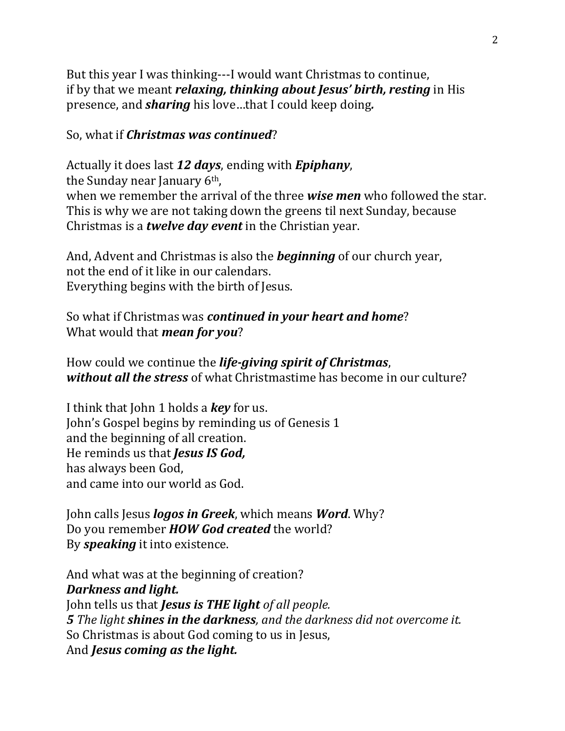But this year I was thinking---I would want Christmas to continue,
if by that we meant ***relaxing, thinking about Jesus' birth, resting*** in His presence, and ***sharing*** his love…that I could keep doing***.***

So, what if ***Christmas was continued***?

Actually it does last ***12 days***, ending with ***Epiphany***,
the Sunday near January 6th,
when we remember the arrival of the three ***wise men*** who followed the star.
This is why we are not taking down the greens til next Sunday, because Christmas is a ***twelve day event*** in the Christian year.

And, Advent and Christmas is also the ***beginning*** of our church year,
not the end of it like in our calendars.
Everything begins with the birth of Jesus.

So what if Christmas was ***continued in your heart and home***?
What would that ***mean for you***?

How could we continue the ***life-giving spirit of Christmas***,
***without all the stress*** of what Christmastime has become in our culture?

I think that John 1 holds a ***key*** for us.
John's Gospel begins by reminding us of Genesis 1
and the beginning of all creation.
He reminds us that ***Jesus IS God,***
has always been God,
and came into our world as God.

John calls Jesus ***logos in Greek***, which means ***Word***. Why?
Do you remember ***HOW God created*** the world?
By ***speaking*** it into existence.

And what was at the beginning of creation?
***Darkness and light.***
John tells us that ***Jesus is THE light*** *of all people.*
***5*** *The light* ***shines in the darkness****, and the darkness did not overcome it.*
So Christmas is about God coming to us in Jesus,
And ***Jesus coming as the light.***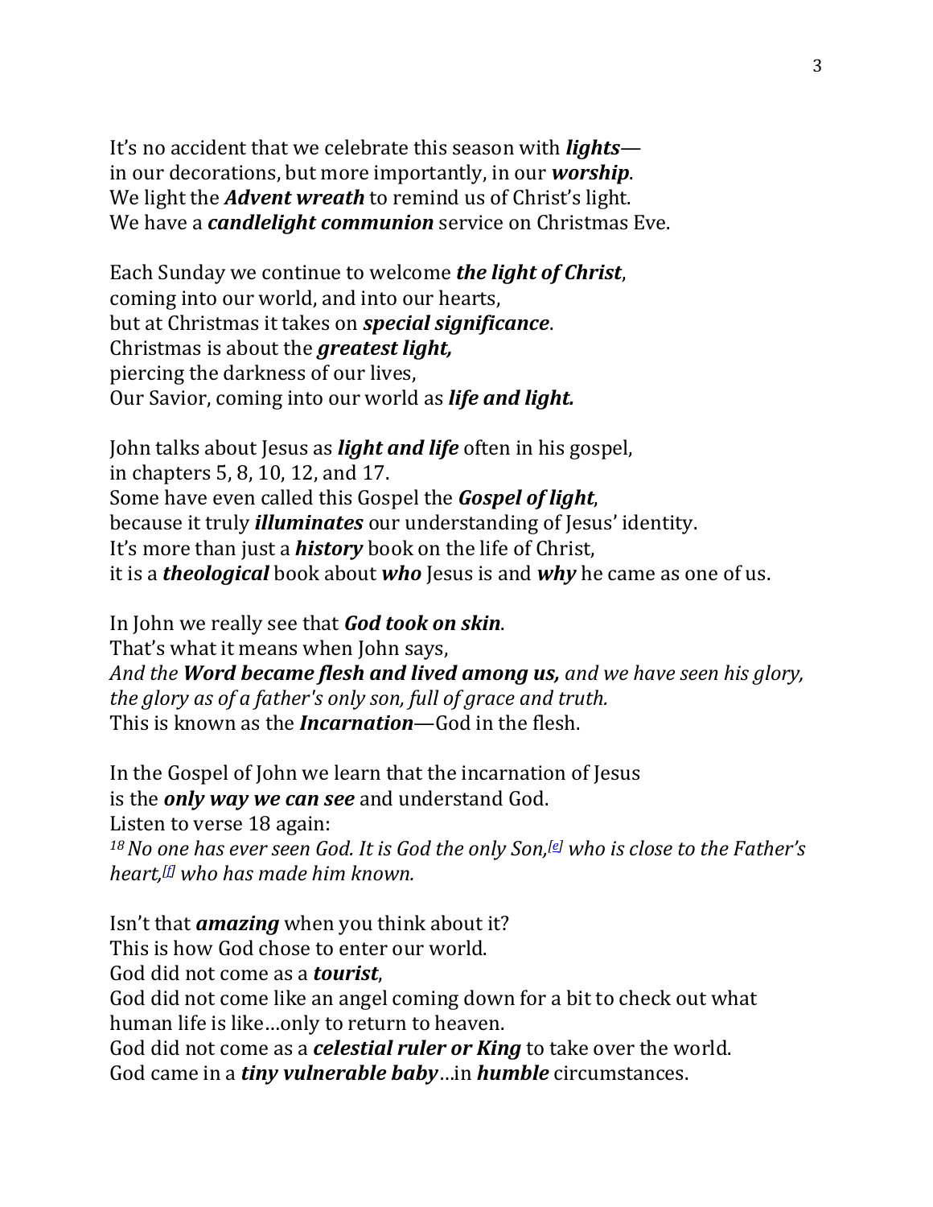It's no accident that we celebrate this season with ***lights***—
in our decorations, but more importantly, in our ***worship***.
We light the ***Advent wreath*** to remind us of Christ's light.
We have a ***candlelight communion*** service on Christmas Eve.

Each Sunday we continue to welcome ***the light of Christ***,
coming into our world, and into our hearts,
but at Christmas it takes on ***special significance***.
Christmas is about the ***greatest light,***
piercing the darkness of our lives,
Our Savior, coming into our world as ***life and light.***

John talks about Jesus as ***light and life*** often in his gospel,
in chapters 5, 8, 10, 12, and 17.
Some have even called this Gospel the ***Gospel of light***,
because it truly ***illuminates*** our understanding of Jesus' identity.
It's more than just a ***history*** book on the life of Christ,
it is a ***theological*** book about ***who*** Jesus is and ***why*** he came as one of us.

In John we really see that ***God took on skin***.
That's what it means when John says,
*And the **Word became flesh and lived among us,** and we have seen his glory,*
*the glory as of a father's only son, full of grace and truth.*
This is known as the ***Incarnation***—God in the flesh.

In the Gospel of John we learn that the incarnation of Jesus
is the ***only way we can see*** and understand God.
Listen to verse 18 again:
*[18] No one has ever seen God. It is God the only Son,[e] who is close to the Father's heart,[f] who has made him known.*

Isn't that ***amazing*** when you think about it?
This is how God chose to enter our world.
God did not come as a ***tourist***,
God did not come like an angel coming down for a bit to check out what human life is like…only to return to heaven.
God did not come as a ***celestial ruler or King*** to take over the world.
God came in a ***tiny vulnerable baby***…in ***humble*** circumstances.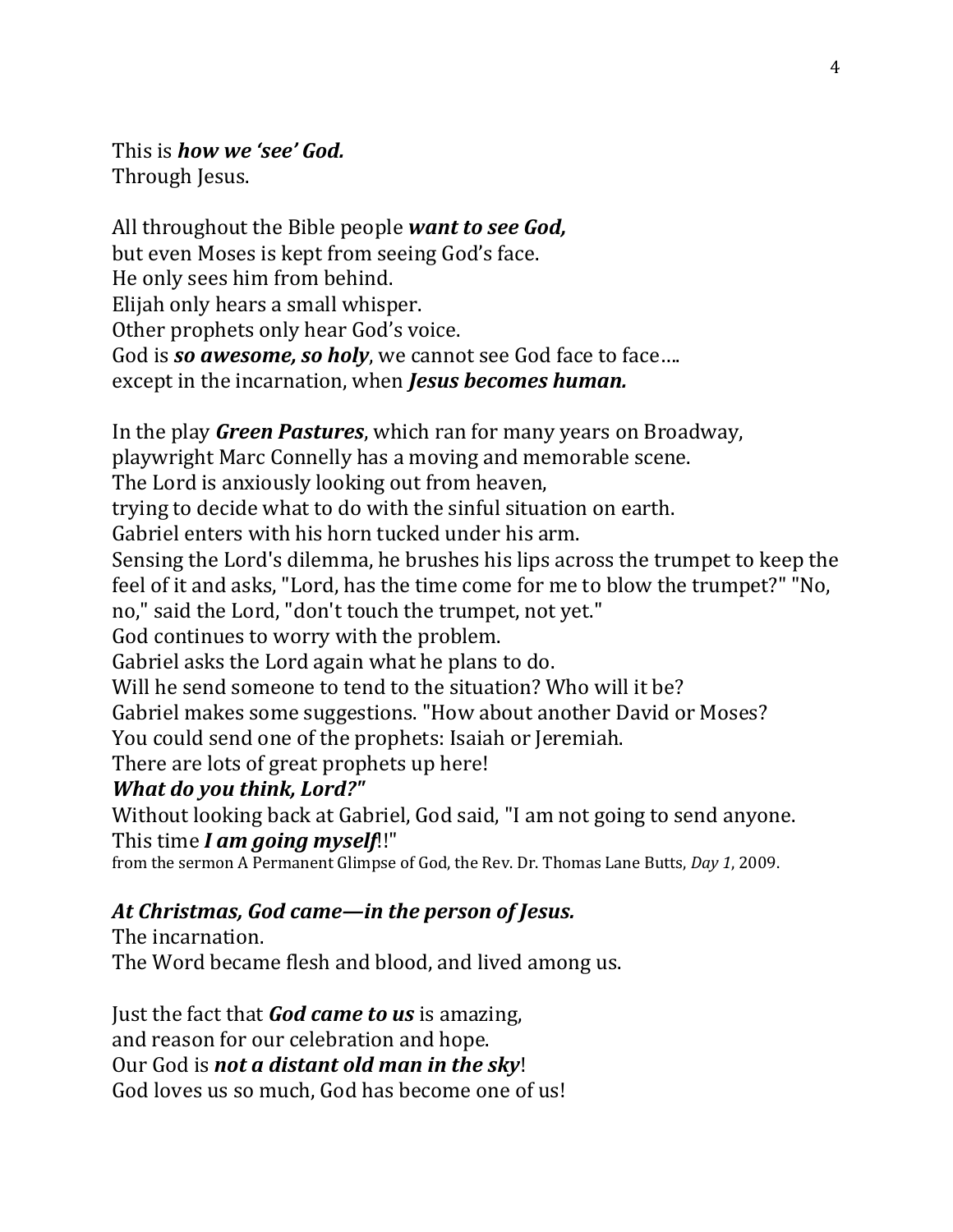This is ***how we 'see' God.***
Through Jesus.

All throughout the Bible people ***want to see God,***
but even Moses is kept from seeing God's face.
He only sees him from behind.
Elijah only hears a small whisper.
Other prophets only hear God's voice.
God is ***so awesome, so holy***, we cannot see God face to face….
except in the incarnation, when ***Jesus becomes human.***

In the play ***Green Pastures***, which ran for many years on Broadway,
playwright Marc Connelly has a moving and memorable scene.
The Lord is anxiously looking out from heaven,
trying to decide what to do with the sinful situation on earth.
Gabriel enters with his horn tucked under his arm.
Sensing the Lord's dilemma, he brushes his lips across the trumpet to keep the feel of it and asks, "Lord, has the time come for me to blow the trumpet?" "No, no," said the Lord, "don't touch the trumpet, not yet."
God continues to worry with the problem.
Gabriel asks the Lord again what he plans to do.
Will he send someone to tend to the situation? Who will it be?
Gabriel makes some suggestions. "How about another David or Moses?
You could send one of the prophets: Isaiah or Jeremiah.
There are lots of great prophets up here!
***What do you think, Lord?"***
Without looking back at Gabriel, God said, "I am not going to send anyone.
This time ***I am going myself***!!"
from the sermon A Permanent Glimpse of God, the Rev. Dr. Thomas Lane Butts, *Day 1*, 2009.

***At Christmas, God came—in the person of Jesus.***
The incarnation.
The Word became flesh and blood, and lived among us.

Just the fact that ***God came to us*** is amazing,
and reason for our celebration and hope.
Our God is ***not a distant old man in the sky***!
God loves us so much, God has become one of us!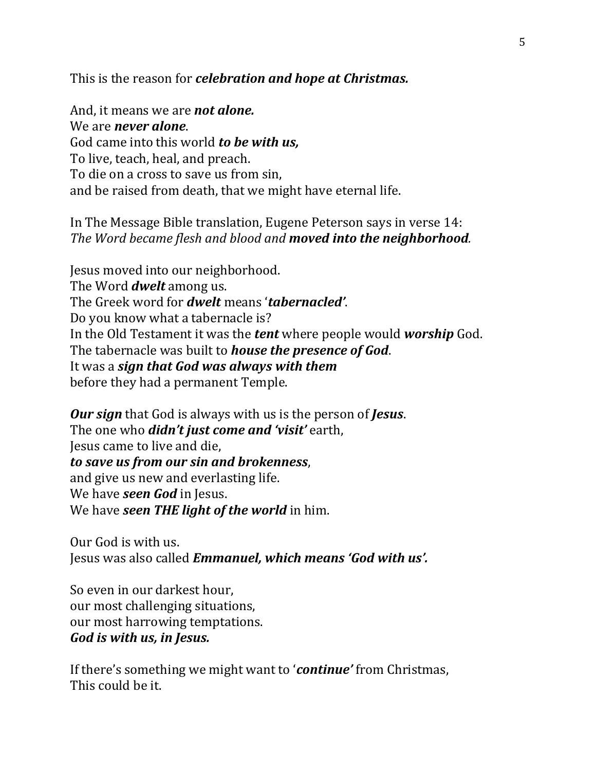This is the reason for ***celebration and hope at Christmas.***

And, it means we are ***not alone.***
We are ***never alone***.
God came into this world ***to be with us,***
To live, teach, heal, and preach.
To die on a cross to save us from sin,
and be raised from death, that we might have eternal life.

In The Message Bible translation, Eugene Peterson says in verse 14:
*The Word became flesh and blood and **moved into the neighborhood**.*

Jesus moved into our neighborhood.
The Word ***dwelt*** among us.
The Greek word for ***dwelt*** means '***tabernacled'***.
Do you know what a tabernacle is?
In the Old Testament it was the ***tent*** where people would ***worship*** God.
The tabernacle was built to ***house the presence of God***.
It was a ***sign that God was always with them***
before they had a permanent Temple.

***Our sign*** that God is always with us is the person of ***Jesus***.
The one who ***didn't just come and 'visit'*** earth,
Jesus came to live and die,
***to save us from our sin and brokenness***,
and give us new and everlasting life.
We have ***seen God*** in Jesus.
We have ***seen THE light of the world*** in him.

Our God is with us.
Jesus was also called ***Emmanuel, which means 'God with us'.***

So even in our darkest hour,
our most challenging situations,
our most harrowing temptations.
***God is with us, in Jesus.***

If there's something we might want to '***continue'*** from Christmas,
This could be it.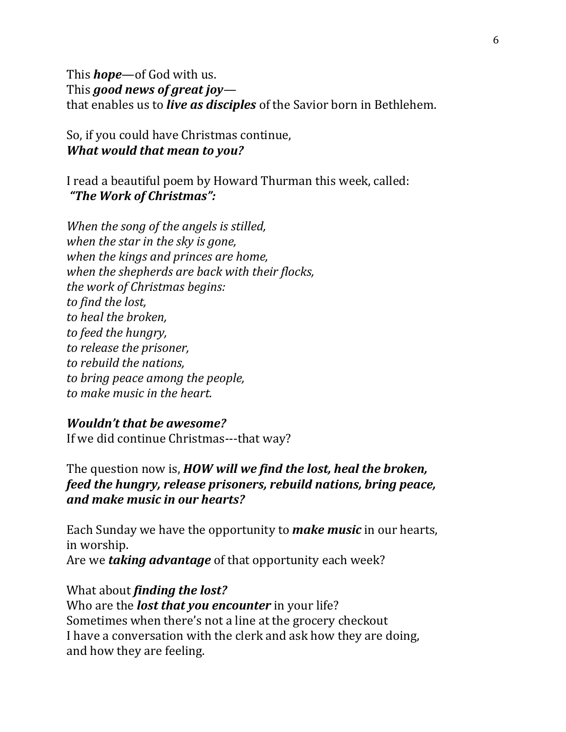This ***hope***—of God with us.
This ***good news of great joy***—
that enables us to ***live as disciples*** of the Savior born in Bethlehem.

So, if you could have Christmas continue,
***What would that mean to you?***

I read a beautiful poem by Howard Thurman this week, called:
***"The Work of Christmas":***

*When the song of the angels is stilled,*
*when the star in the sky is gone,*
*when the kings and princes are home,*
*when the shepherds are back with their flocks,*
*the work of Christmas begins:*
*to find the lost,*
*to heal the broken,*
*to feed the hungry,*
*to release the prisoner,*
*to rebuild the nations,*
*to bring peace among the people,*
*to make music in the heart.*

***Wouldn't that be awesome?***
If we did continue Christmas---that way?

The question now is, ***HOW will we find the lost, heal the broken, feed the hungry, release prisoners, rebuild nations, bring peace, and make music in our hearts?***

Each Sunday we have the opportunity to ***make music*** in our hearts,
in worship.
Are we ***taking advantage*** of that opportunity each week?

What about ***finding the lost?***
Who are the ***lost that you encounter*** in your life?
Sometimes when there's not a line at the grocery checkout
I have a conversation with the clerk and ask how they are doing,
and how they are feeling.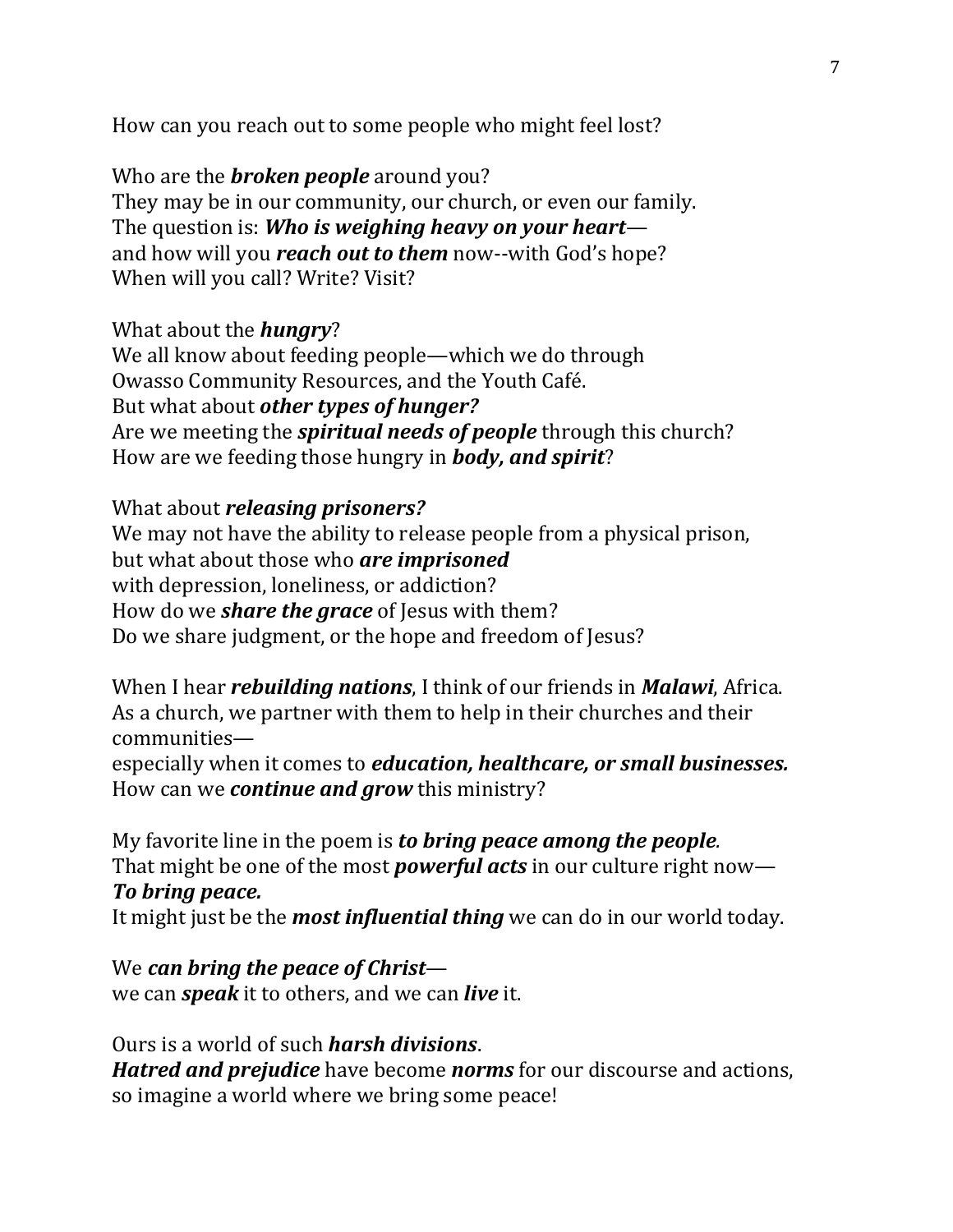How can you reach out to some people who might feel lost?

Who are the ***broken people*** around you?
They may be in our community, our church, or even our family.
The question is: ***Who is weighing heavy on your heart***—
and how will you ***reach out to them*** now--with God's hope?
When will you call? Write? Visit?

What about the ***hungry***?
We all know about feeding people—which we do through
Owasso Community Resources, and the Youth Café.
But what about ***other types of hunger?***
Are we meeting the ***spiritual needs of people*** through this church?
How are we feeding those hungry in ***body, and spirit***?

What about ***releasing prisoners?***
We may not have the ability to release people from a physical prison,
but what about those who ***are imprisoned***
with depression, loneliness, or addiction?
How do we ***share the grace*** of Jesus with them?
Do we share judgment, or the hope and freedom of Jesus?

When I hear ***rebuilding nations***, I think of our friends in ***Malawi***, Africa.
As a church, we partner with them to help in their churches and their communities—
especially when it comes to ***education, healthcare, or small businesses.***
How can we ***continue and grow*** this ministry?

My favorite line in the poem is ***to bring peace among the people****.*
That might be one of the most ***powerful acts*** in our culture right now—
***To bring peace.***
It might just be the ***most influential thing*** we can do in our world today.

We ***can bring the peace of Christ***—
we can ***speak*** it to others, and we can ***live*** it.

Ours is a world of such ***harsh divisions***.
***Hatred and prejudice*** have become ***norms*** for our discourse and actions,
so imagine a world where we bring some peace!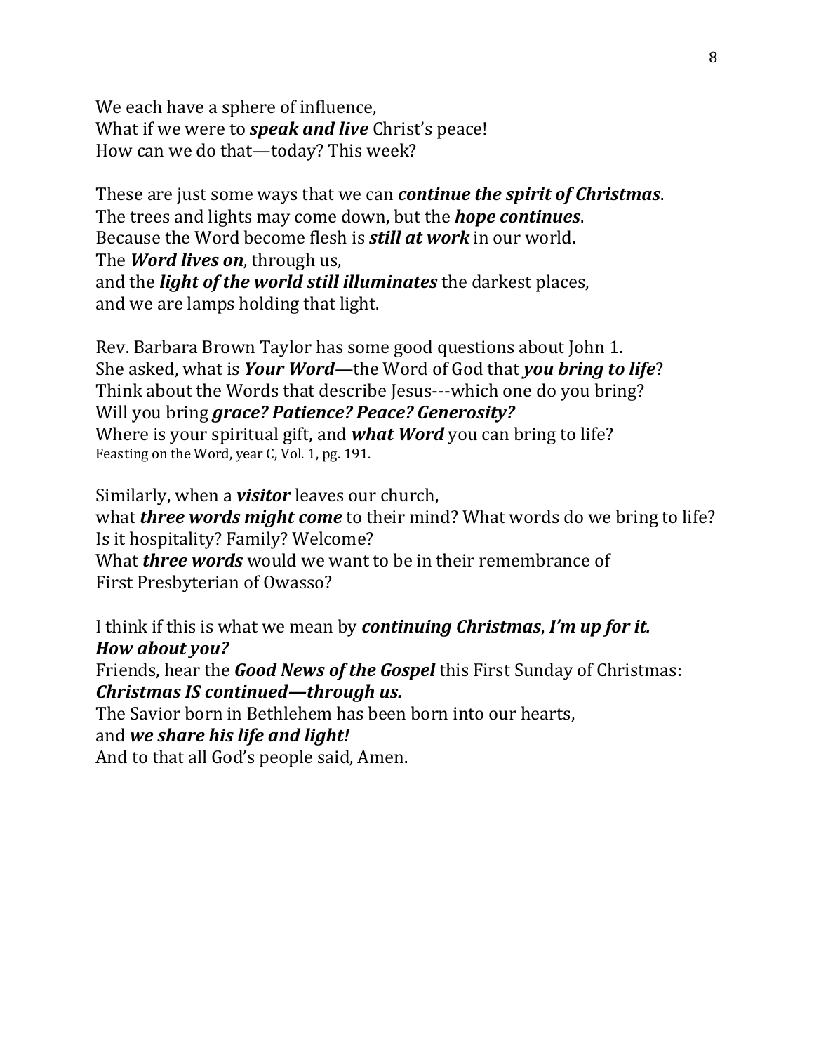We each have a sphere of influence,
What if we were to ***speak and live*** Christ's peace!
How can we do that—today? This week?

These are just some ways that we can ***continue the spirit of Christmas***.
The trees and lights may come down, but the ***hope continues***.
Because the Word become flesh is ***still at work*** in our world.
The ***Word lives on***, through us,
and the ***light of the world still illuminates*** the darkest places,
and we are lamps holding that light.

Rev. Barbara Brown Taylor has some good questions about John 1.
She asked, what is ***Your Word***—the Word of God that ***you bring to life***?
Think about the Words that describe Jesus---which one do you bring?
Will you bring ***grace? Patience? Peace? Generosity?***
Where is your spiritual gift, and ***what Word*** you can bring to life?
Feasting on the Word, year C, Vol. 1, pg. 191.

Similarly, when a ***visitor*** leaves our church,
what ***three words might come*** to their mind? What words do we bring to life?
Is it hospitality? Family? Welcome?
What ***three words*** would we want to be in their remembrance of
First Presbyterian of Owasso?

I think if this is what we mean by ***continuing Christmas***, ***I'm up for it.***
***How about you?***
Friends, hear the ***Good News of the Gospel*** this First Sunday of Christmas:
***Christmas IS continued—through us.***
The Savior born in Bethlehem has been born into our hearts,
and ***we share his life and light!***
And to that all God's people said, Amen.